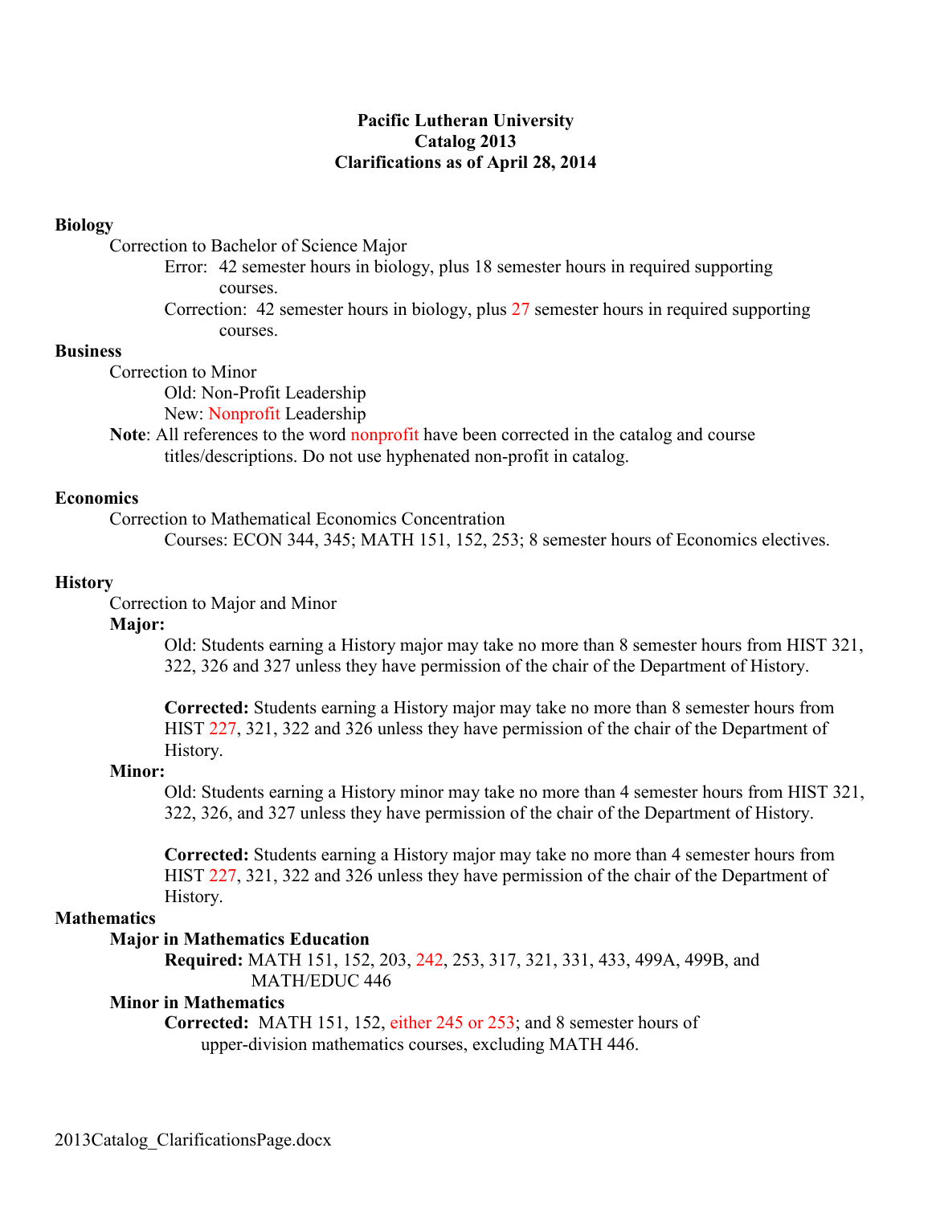# Pacific Lutheran University
# Catalog 2013
# Clarifications as of April 28, 2014

## Biology

Correction to Bachelor of Science Major

Error: 42 semester hours in biology, plus 18 semester hours in required supporting courses.

Correction: 42 semester hours in biology, plus 27 semester hours in required supporting courses.

## Business

Correction to Minor

Old: Non-Profit Leadership

New: Nonprofit Leadership

**Note**: All references to the word nonprofit have been corrected in the catalog and course titles/descriptions. Do not use hyphenated non-profit in catalog.

## Economics

Correction to Mathematical Economics Concentration

Courses: ECON 344, 345; MATH 151, 152, 253; 8 semester hours of Economics electives.

## History

Correction to Major and Minor

**Major:**

Old: Students earning a History major may take no more than 8 semester hours from HIST 321, 322, 326 and 327 unless they have permission of the chair of the Department of History.

**Corrected:** Students earning a History major may take no more than 8 semester hours from HIST 227, 321, 322 and 326 unless they have permission of the chair of the Department of History.

**Minor:**

Old: Students earning a History minor may take no more than 4 semester hours from HIST 321, 322, 326, and 327 unless they have permission of the chair of the Department of History.

**Corrected:** Students earning a History major may take no more than 4 semester hours from HIST 227, 321, 322 and 326 unless they have permission of the chair of the Department of History.

## Mathematics

**Major in Mathematics Education**

**Required:** MATH 151, 152, 203, 242, 253, 317, 321, 331, 433, 499A, 499B, and MATH/EDUC 446

**Minor in Mathematics**

**Corrected:** MATH 151, 152, either 245 or 253; and 8 semester hours of upper-division mathematics courses, excluding MATH 446.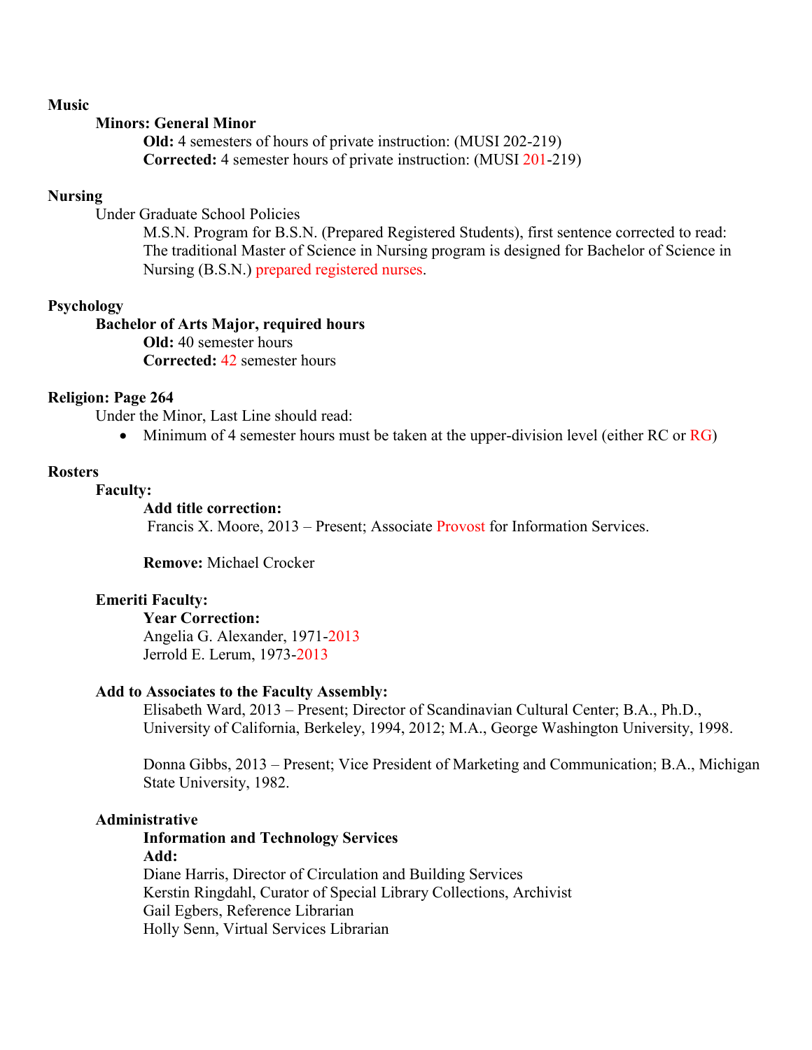## Music

### Minors: General Minor

**Old:** 4 semesters of hours of private instruction: (MUSI 202-219)
**Corrected:** 4 semester hours of private instruction: (MUSI 201-219)

## Nursing

Under Graduate School Policies

M.S.N. Program for B.S.N. (Prepared Registered Students), first sentence corrected to read: The traditional Master of Science in Nursing program is designed for Bachelor of Science in Nursing (B.S.N.) prepared registered nurses.

## Psychology

### Bachelor of Arts Major, required hours

**Old:** 40 semester hours
**Corrected:** 42 semester hours

## Religion: Page 264

Under the Minor, Last Line should read:

- Minimum of 4 semester hours must be taken at the upper-division level (either RC or RG)

## Rosters

### Faculty:

**Add title correction:**
Francis X. Moore, 2013 – Present; Associate Provost for Information Services.

**Remove:** Michael Crocker

### Emeriti Faculty:

**Year Correction:**
Angelia G. Alexander, 1971-2013
Jerrold E. Lerum, 1973-2013

### Add to Associates to the Faculty Assembly:

Elisabeth Ward, 2013 – Present; Director of Scandinavian Cultural Center; B.A., Ph.D., University of California, Berkeley, 1994, 2012; M.A., George Washington University, 1998.

Donna Gibbs, 2013 – Present; Vice President of Marketing and Communication; B.A., Michigan State University, 1982.

### Administrative

**Information and Technology Services**
**Add:**
Diane Harris, Director of Circulation and Building Services
Kerstin Ringdahl, Curator of Special Library Collections, Archivist
Gail Egbers, Reference Librarian
Holly Senn, Virtual Services Librarian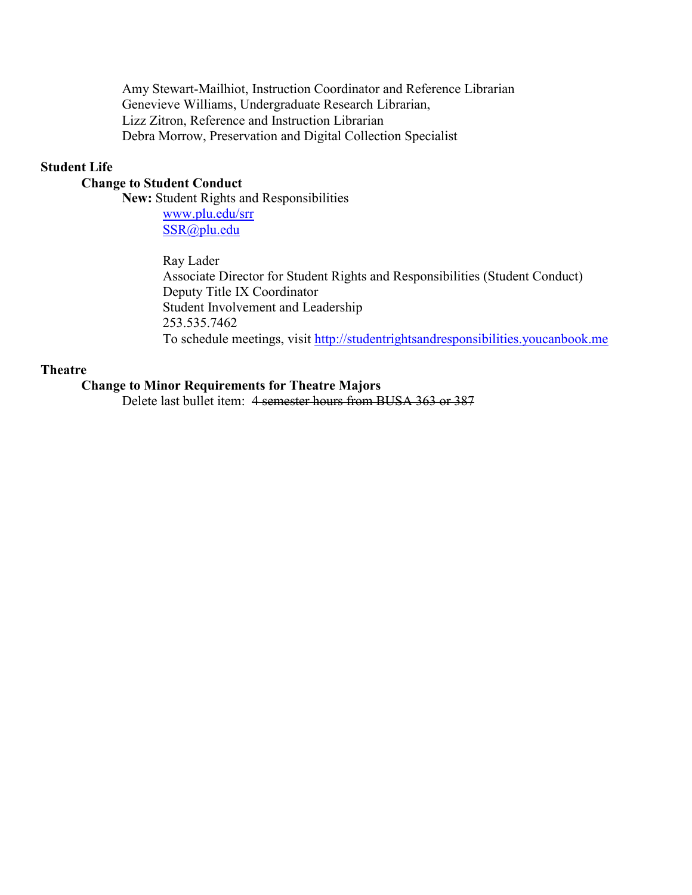Amy Stewart-Mailhiot, Instruction Coordinator and Reference Librarian
Genevieve Williams, Undergraduate Research Librarian,
Lizz Zitron, Reference and Instruction Librarian
Debra Morrow, Preservation and Digital Collection Specialist

**Student Life**

**Change to Student Conduct**

**New:** Student Rights and Responsibilities
[www.plu.edu/srr](http://www.plu.edu/srr)
[SSR@plu.edu](mailto:SSR@plu.edu)

Ray Lader
Associate Director for Student Rights and Responsibilities (Student Conduct)
Deputy Title IX Coordinator
Student Involvement and Leadership
253.535.7462
To schedule meetings, visit [http://studentrightsandresponsibilities.youcanbook.me](http://studentrightsandresponsibilities.youcanbook.me)

**Theatre**

**Change to Minor Requirements for Theatre Majors**

Delete last bullet item: ~~4 semester hours from BUSA 363 or 387~~